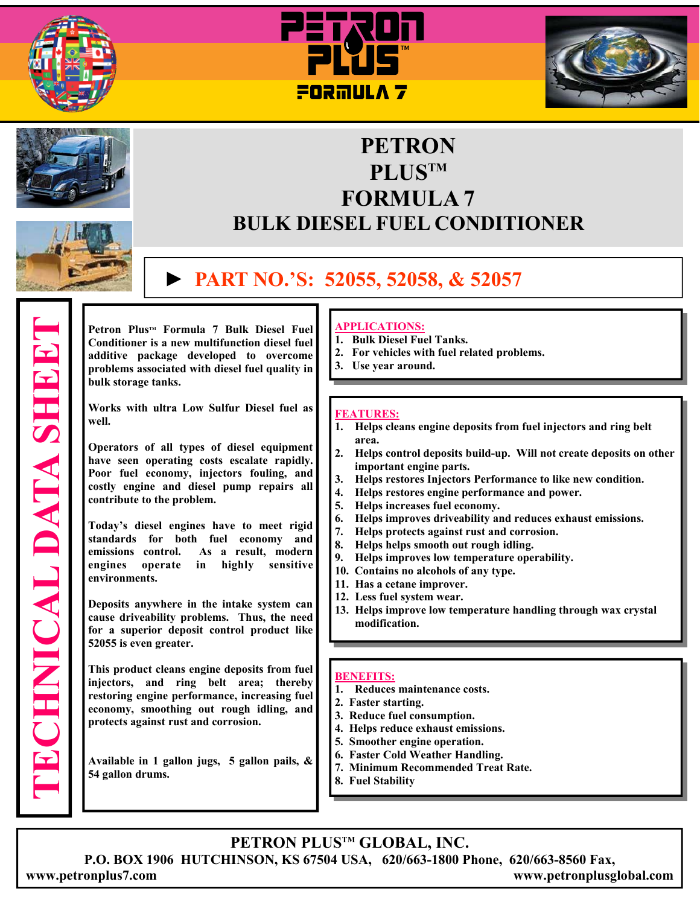# PETRON PLUS™ FORMULA 7

# PETRON PLUS™ FORMULA 7 BULK DIESEL FUEL CONDITIONER

## ► PART NO.'S: 52055, 52058, & 52057

**TECHNICAL DATA SHEET**

**Petron Plus™ Formula 7 Bulk Diesel Fuel Conditioner is a new multifunction diesel fuel additive package developed to overcome problems associated with diesel fuel quality in bulk storage tanks.**

**Works with ultra Low Sulfur Diesel fuel as well.**

**Operators of all types of diesel equipment have seen operating costs escalate rapidly. Poor fuel economy, injectors fouling, and costly engine and diesel pump repairs all contribute to the problem.**

**Today's diesel engines have to meet rigid standards for both fuel economy and emissions control. As a result, modern engines operate in highly sensitive environments.**

**Deposits anywhere in the intake system can cause driveability problems. Thus, the need for a superior deposit control product like 52055 is even greater.**

**This product cleans engine deposits from fuel injectors, and ring belt area; thereby restoring engine performance, increasing fuel economy, smoothing out rough idling, and protects against rust and corrosion.**

**Available in 1 gallon jugs, 5 gallon pails, & 54 gallon drums.**

### APPLICATIONS:

1. **Bulk Diesel Fuel Tanks.**
2. **For vehicles with fuel related problems.**
3. **Use year around.**

### FEATURES:

1. **Helps cleans engine deposits from fuel injectors and ring belt area.**
2. **Helps control deposits build-up. Will not create deposits on other important engine parts.**
3. **Helps restores Injectors Performance to like new condition.**
4. **Helps restores engine performance and power.**
5. **Helps increases fuel economy.**
6. **Helps improves driveability and reduces exhaust emissions.**
7. **Helps protects against rust and corrosion.**
8. **Helps helps smooth out rough idling.**
9. **Helps improves low temperature operability.**
10. **Contains no alcohols of any type.**
11. **Has a cetane improver.**
12. **Less fuel system wear.**
13. **Helps improve low temperature handling through wax crystal modification.**

### BENEFITS:

1. **Reduces maintenance costs.**
2. **Faster starting.**
3. **Reduce fuel consumption.**
4. **Helps reduce exhaust emissions.**
5. **Smoother engine operation.**
6. **Faster Cold Weather Handling.**
7. **Minimum Recommended Treat Rate.**
8. **Fuel Stability**

**PETRON PLUS™ GLOBAL, INC.**
**P.O. BOX 1906 HUTCHINSON, KS 67504 USA, 620/663-1800 Phone, 620/663-8560 Fax,**
**www.petronplus7.com** **www.petronplusglobal.com**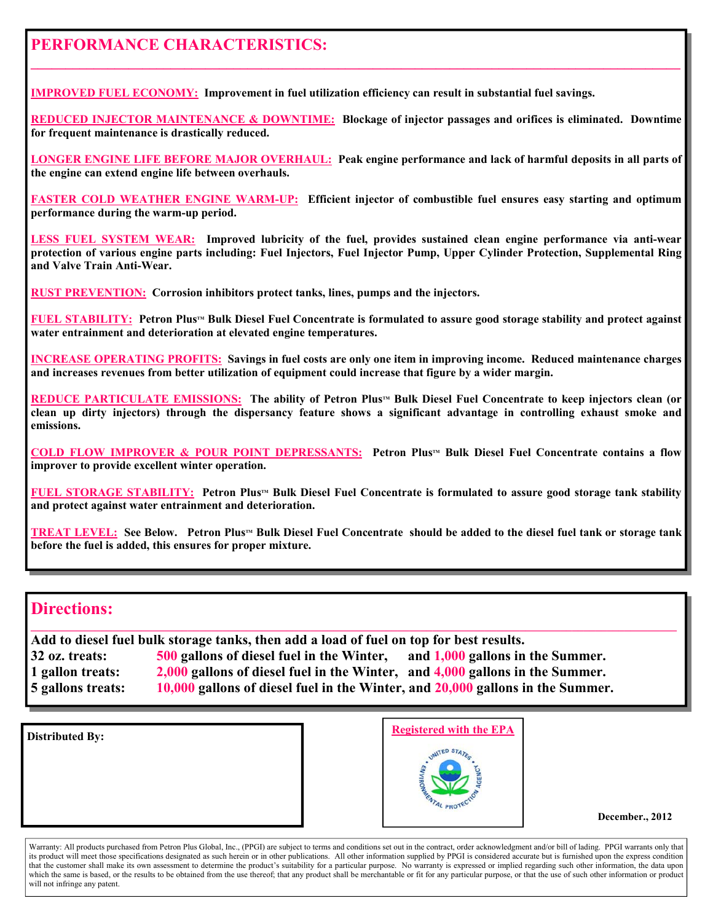## PERFORMANCE CHARACTERISTICS:

**IMPROVED FUEL ECONOMY:** **Improvement in fuel utilization efficiency can result in substantial fuel savings.**

**REDUCED INJECTOR MAINTENANCE & DOWNTIME:** **Blockage of injector passages and orifices is eliminated. Downtime for frequent maintenance is drastically reduced.**

**LONGER ENGINE LIFE BEFORE MAJOR OVERHAUL:** **Peak engine performance and lack of harmful deposits in all parts of the engine can extend engine life between overhauls.**

**FASTER COLD WEATHER ENGINE WARM-UP:** **Efficient injector of combustible fuel ensures easy starting and optimum performance during the warm-up period.**

**LESS FUEL SYSTEM WEAR:** **Improved lubricity of the fuel, provides sustained clean engine performance via anti-wear protection of various engine parts including: Fuel Injectors, Fuel Injector Pump, Upper Cylinder Protection, Supplemental Ring and Valve Train Anti-Wear.**

**RUST PREVENTION:** **Corrosion inhibitors protect tanks, lines, pumps and the injectors.**

**FUEL STABILITY:** **Petron Plus™ Bulk Diesel Fuel Concentrate is formulated to assure good storage stability and protect against water entrainment and deterioration at elevated engine temperatures.**

**INCREASE OPERATING PROFITS:** **Savings in fuel costs are only one item in improving income. Reduced maintenance charges and increases revenues from better utilization of equipment could increase that figure by a wider margin.**

**REDUCE PARTICULATE EMISSIONS:** **The ability of Petron Plus™ Bulk Diesel Fuel Concentrate to keep injectors clean (or clean up dirty injectors) through the dispersancy feature shows a significant advantage in controlling exhaust smoke and emissions.**

**COLD FLOW IMPROVER & POUR POINT DEPRESSANTS:** **Petron Plus™ Bulk Diesel Fuel Concentrate contains a flow improver to provide excellent winter operation.**

**FUEL STORAGE STABILITY:** **Petron Plus™ Bulk Diesel Fuel Concentrate is formulated to assure good storage tank stability and protect against water entrainment and deterioration.**

**TREAT LEVEL:** **See Below. Petron Plus™ Bulk Diesel Fuel Concentrate should be added to the diesel fuel tank or storage tank before the fuel is added, this ensures for proper mixture.**

## Directions:

**Add to diesel fuel bulk storage tanks, then add a load of fuel on top for best results.**

**32 oz. treats:** 500 gallons of diesel fuel in the Winter, and 1,000 gallons in the Summer.
**1 gallon treats:** 2,000 gallons of diesel fuel in the Winter, and 4,000 gallons in the Summer.
**5 gallons treats:** 10,000 gallons of diesel fuel in the Winter, and 20,000 gallons in the Summer.

**Distributed By:**

Registered with the EPA

**December., 2012**

Warranty: All products purchased from Petron Plus Global, Inc., (PPGI) are subject to terms and conditions set out in the contract, order acknowledgment and/or bill of lading. PPGI warrants only that its product will meet those specifications designated as such herein or in other publications. All other information supplied by PPGI is considered accurate but is furnished upon the express condition that the customer shall make its own assessment to determine the product's suitability for a particular purpose. No warranty is expressed or implied regarding such other information, the data upon which the same is based, or the results to be obtained from the use thereof; that any product shall be merchantable or fit for any particular purpose, or that the use of such other information or product will not infringe any patent.